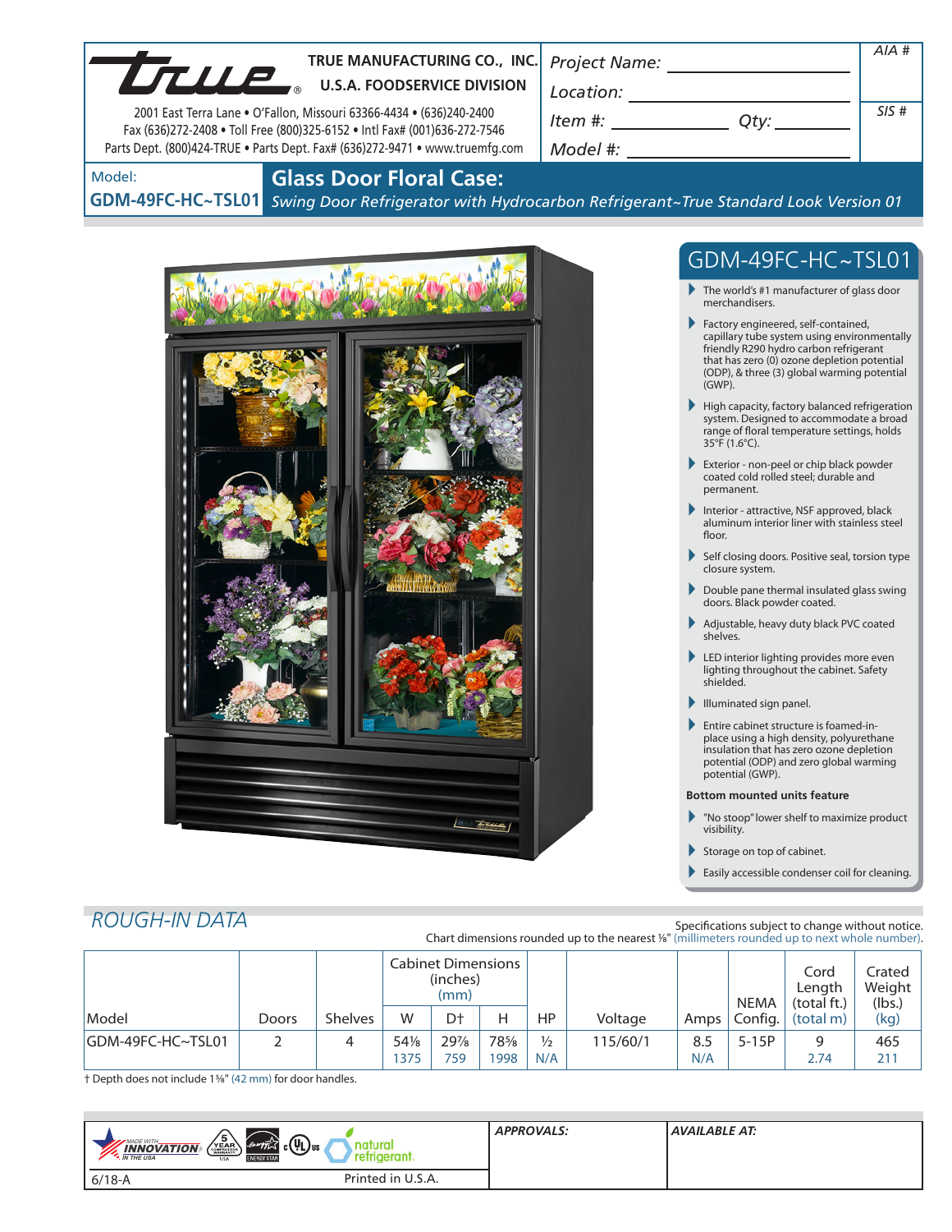**TRUE MANUFACTURING CO., INC.**
**U.S.A. FOODSERVICE DIVISION**

2001 East Terra Lane • O'Fallon, Missouri 63366-4434 • (636)240-2400
Fax (636)272-2408 • Toll Free (800)325-6152 • Intl Fax# (001)636-272-7546
Parts Dept. (800)424-TRUE • Parts Dept. Fax# (636)272-9471 • www.truemfg.com

Project Name: ____________________
Location: ____________________
Item #: ____________ Qty: ________
Model #: ____________________

AIA #

SIS #

Model: **GDM-49FC-HC~TSL01**

# Glass Door Floral Case:

*Swing Door Refrigerator with Hydrocarbon Refrigerant~True Standard Look Version 01*

## GDM-49FC-HC~TSL01

- The world's #1 manufacturer of glass door merchandisers.
- Factory engineered, self-contained, capillary tube system using environmentally friendly R290 hydro carbon refrigerant that has zero (0) ozone depletion potential (ODP), & three (3) global warming potential (GWP).
- High capacity, factory balanced refrigeration system. Designed to accommodate a broad range of floral temperature settings, holds 35°F (1.6°C).
- Exterior - non-peel or chip black powder coated cold rolled steel; durable and permanent.
- Interior - attractive, NSF approved, black aluminum interior liner with stainless steel floor.
- Self closing doors. Positive seal, torsion type closure system.
- Double pane thermal insulated glass swing doors. Black powder coated.
- Adjustable, heavy duty black PVC coated shelves.
- LED interior lighting provides more even lighting throughout the cabinet. Safety shielded.
- Illuminated sign panel.
- Entire cabinet structure is foamed-in-place using a high density, polyurethane insulation that has zero ozone depletion potential (ODP) and zero global warming potential (GWP).

**Bottom mounted units feature**

- "No stoop" lower shelf to maximize product visibility.
- Storage on top of cabinet.
- Easily accessible condenser coil for cleaning.

## ROUGH-IN DATA

Specifications subject to change without notice.
Chart dimensions rounded up to the nearest ⅛" (millimeters rounded up to next whole number).

| Model | Doors | Shelves | Cabinet Dimensions (inches) (mm) | | | HP | Voltage | Amps | NEMA Config. | Cord Length (total ft.) (total m) | Crated Weight (lbs.) (kg) |
|---|---|---|---|---|---|---|---|---|---|---|---|
| | | | W | D† | H | | | | | | |
| GDM-49FC-HC~TSL01 | 2 | 4 | 54⅛<br>1375 | 29⅞<br>759 | 78⅝<br>1998 | ½<br>N/A | 115/60/1 | 8.5<br>N/A | 5-15P | 9<br>2.74 | 465<br>211 |

† Depth does not include 1⅝" (42 mm) for door handles.

APPROVALS:

AVAILABLE AT:

6/18-A

Printed in U.S.A.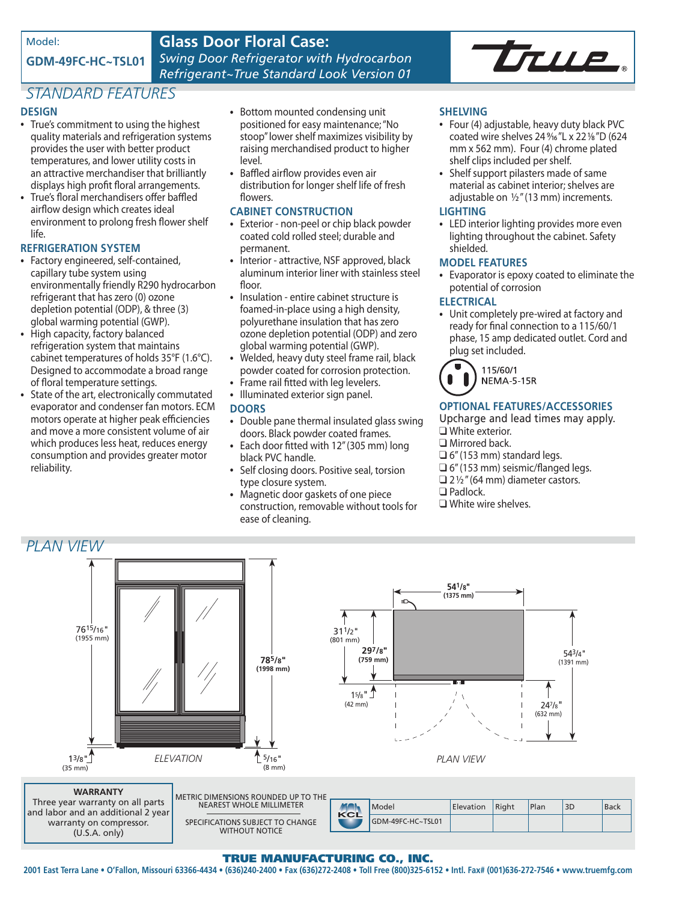Model:

**GDM-49FC-HC~TSL01**

# Glass Door Floral Case:

*Swing Door Refrigerator with Hydrocarbon Refrigerant~True Standard Look Version 01*

## STANDARD FEATURES

### DESIGN

- True's commitment to using the highest quality materials and refrigeration systems provides the user with better product temperatures, and lower utility costs in an attractive merchandiser that brilliantly displays high profit floral arrangements.
- True's floral merchandisers offer baffled airflow design which creates ideal environment to prolong fresh flower shelf life.

### REFRIGERATION SYSTEM

- Factory engineered, self-contained, capillary tube system using environmentally friendly R290 hydrocarbon refrigerant that has zero (0) ozone depletion potential (ODP), & three (3) global warming potential (GWP).
- High capacity, factory balanced refrigeration system that maintains cabinet temperatures of holds 35°F (1.6°C). Designed to accommodate a broad range of floral temperature settings.
- State of the art, electronically commutated evaporator and condenser fan motors. ECM motors operate at higher peak efficiencies and move a more consistent volume of air which produces less heat, reduces energy consumption and provides greater motor reliability.
- Bottom mounted condensing unit positioned for easy maintenance; "No stoop" lower shelf maximizes visibility by raising merchandised product to higher level.
- Baffled airflow provides even air distribution for longer shelf life of fresh flowers.

### CABINET CONSTRUCTION

- Exterior - non-peel or chip black powder coated cold rolled steel; durable and permanent.
- Interior - attractive, NSF approved, black aluminum interior liner with stainless steel floor.
- Insulation - entire cabinet structure is foamed-in-place using a high density, polyurethane insulation that has zero ozone depletion potential (ODP) and zero global warming potential (GWP).
- Welded, heavy duty steel frame rail, black powder coated for corrosion protection.
- Frame rail fitted with leg levelers.
- Illuminated exterior sign panel.

### DOORS

- Double pane thermal insulated glass swing doors. Black powder coated frames.
- Each door fitted with 12" (305 mm) long black PVC handle.
- Self closing doors. Positive seal, torsion type closure system.
- Magnetic door gaskets of one piece construction, removable without tools for ease of cleaning.

### SHELVING

- Four (4) adjustable, heavy duty black PVC coated wire shelves 24 9/16"L x 22 1/8"D (624 mm x 562 mm). Four (4) chrome plated shelf clips included per shelf.
- Shelf support pilasters made of same material as cabinet interior; shelves are adjustable on ½" (13 mm) increments.

### LIGHTING

- LED interior lighting provides more even lighting throughout the cabinet. Safety shielded.

### MODEL FEATURES

- Evaporator is epoxy coated to eliminate the potential of corrosion

### ELECTRICAL

- Unit completely pre-wired at factory and ready for final connection to a 115/60/1 phase, 15 amp dedicated outlet. Cord and plug set included.

115/60/1
NEMA-5-15R

### OPTIONAL FEATURES/ACCESSORIES

Upcharge and lead times may apply.

- ❑ White exterior.
- ❑ Mirrored back.
- ❑ 6" (153 mm) standard legs.
- ❑ 6" (153 mm) seismic/flanged legs.
- ❑ 2½" (64 mm) diameter castors.
- ❑ Padlock.
- ❑ White wire shelves.

## PLAN VIEW

76 15/16" (1955 mm)
78 5/8" (1998 mm)
1 3/8" (35 mm)
5/16" (8 mm)
ELEVATION

54 1/8" (1375 mm)
31 1/2" (801 mm)
29 7/8" (759 mm)
1 5/8" (42 mm)
54 3/4" (1391 mm)
24 7/8" (632 mm)
PLAN VIEW

**WARRANTY**
Three year warranty on all parts and labor and an additional 2 year warranty on compressor. (U.S.A. only)

METRIC DIMENSIONS ROUNDED UP TO THE NEAREST WHOLE MILLIMETER

SPECIFICATIONS SUBJECT TO CHANGE WITHOUT NOTICE

| Model | Elevation | Right | Plan | 3D | Back |
|---|---|---|---|---|---|
| GDM-49FC-HC~TSL01 | | | | | |

**TRUE MANUFACTURING CO., INC.**
2001 East Terra Lane • O'Fallon, Missouri 63366-4434 • (636)240-2400 • Fax (636)272-2408 • Toll Free (800)325-6152 • Intl. Fax# (001)636-272-7546 • www.truemfg.com